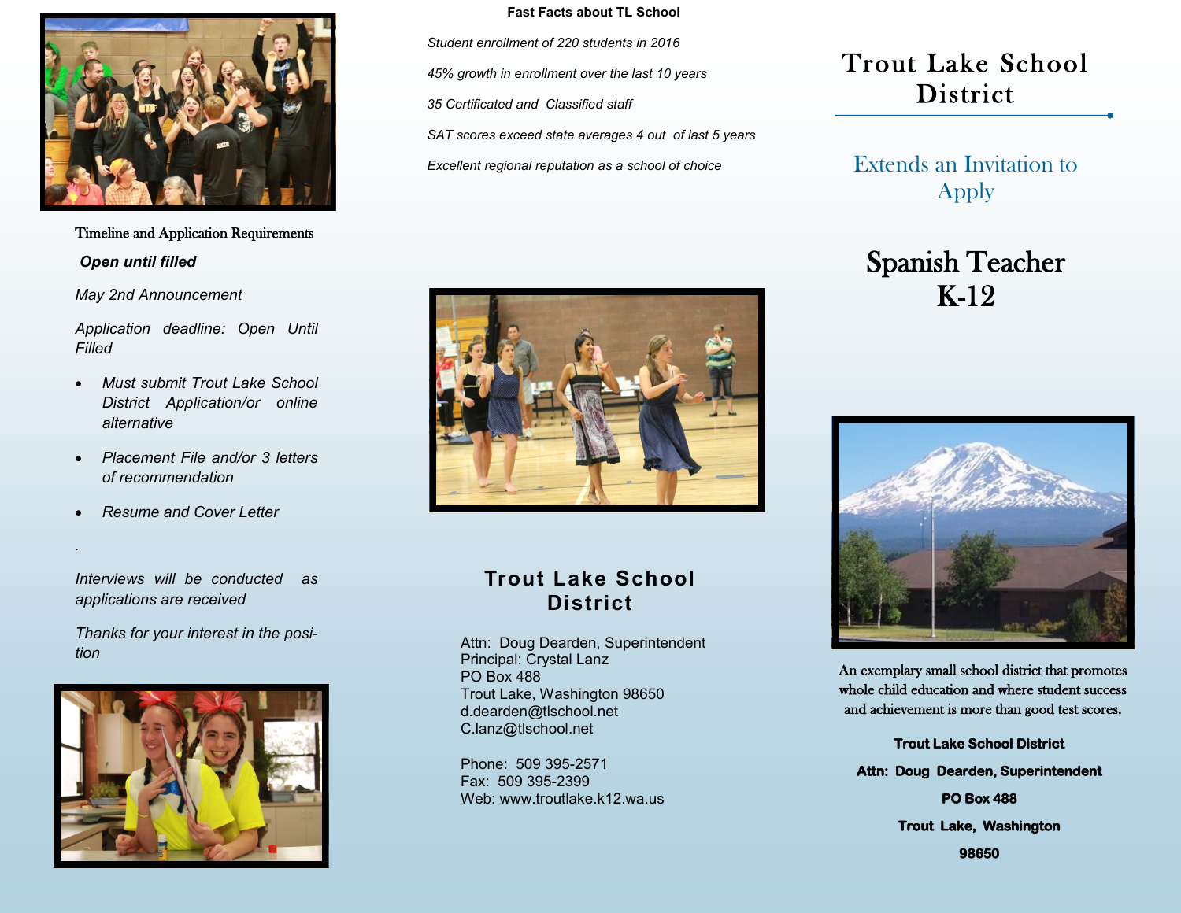# Trout Lake School District

## Extends an Invitation to Apply

# Spanish Teacher K-12

An exemplary small school district that promotes whole child education and where student success and achievement is more than good test scores.

**Trout Lake School District**

**Attn: Doug Dearden, Superintendent**

**PO Box 488**

**Trout Lake, Washington**

**98650**

### Timeline and Application Requirements

***Open until filled***

*May 2nd Announcement*

*Application deadline: Open Until Filled*

- *Must submit Trout Lake School District Application/or online alternative*
- *Placement File and/or 3 letters of recommendation*
- *Resume and Cover Letter*

.

*Interviews will be conducted as applications are received*

*Thanks for your interest in the position*

### Fast Facts about TL School

*Student enrollment of 220 students in 2016*

*45% growth in enrollment over the last 10 years*

*35 Certificated and Classified staff*

*SAT scores exceed state averages 4 out of last 5 years*

*Excellent regional reputation as a school of choice*

## Trout Lake School District

Attn: Doug Dearden, Superintendent
Principal: Crystal Lanz
PO Box 488
Trout Lake, Washington 98650
d.dearden@tlschool.net
C.lanz@tlschool.net

Phone: 509 395-2571
Fax: 509 395-2399
Web: www.troutlake.k12.wa.us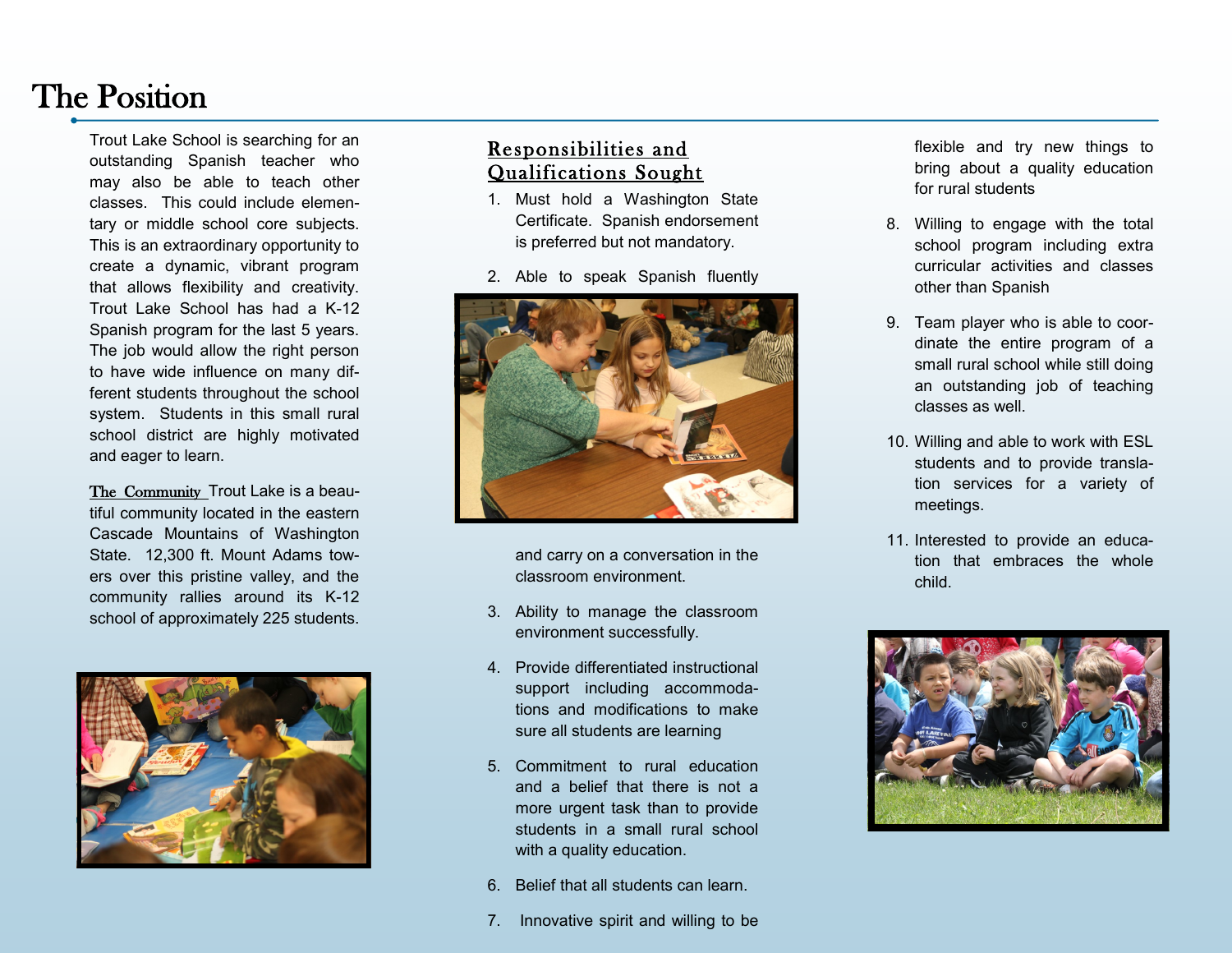# The Position

Trout Lake School is searching for an outstanding Spanish teacher who may also be able to teach other classes. This could include elementary or middle school core subjects. This is an extraordinary opportunity to create a dynamic, vibrant program that allows flexibility and creativity. Trout Lake School has had a K-12 Spanish program for the last 5 years. The job would allow the right person to have wide influence on many different students throughout the school system. Students in this small rural school district are highly motivated and eager to learn.

**The Community** Trout Lake is a beautiful community located in the eastern Cascade Mountains of Washington State. 12,300 ft. Mount Adams towers over this pristine valley, and the community rallies around its K-12 school of approximately 225 students.

## Responsibilities and Qualifications Sought

1. Must hold a Washington State Certificate. Spanish endorsement is preferred but not mandatory.
2. Able to speak Spanish fluently and carry on a conversation in the classroom environment.
3. Ability to manage the classroom environment successfully.
4. Provide differentiated instructional support including accommodations and modifications to make sure all students are learning
5. Commitment to rural education and a belief that there is not a more urgent task than to provide students in a small rural school with a quality education.
6. Belief that all students can learn.
7. Innovative spirit and willing to be flexible and try new things to bring about a quality education for rural students
8. Willing to engage with the total school program including extra curricular activities and classes other than Spanish
9. Team player who is able to coordinate the entire program of a small rural school while still doing an outstanding job of teaching classes as well.
10. Willing and able to work with ESL students and to provide translation services for a variety of meetings.
11. Interested to provide an education that embraces the whole child.